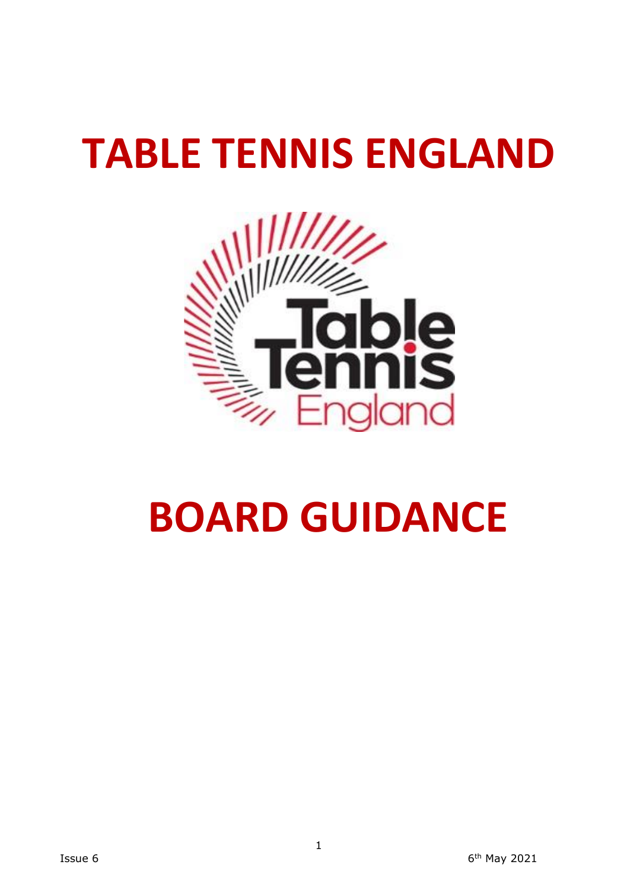# TABLE TENNIS ENGLAND

# BOARD GUIDANCE

Issue 6

6th May 2021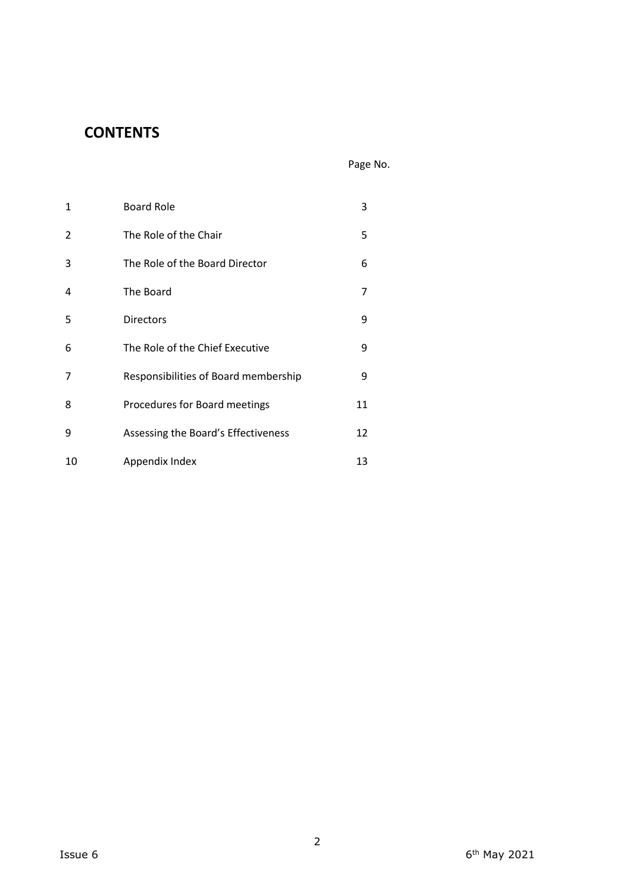# CONTENTS

| | | Page No. |
|---|---|---|
| 1 | Board Role | 3 |
| 2 | The Role of the Chair | 5 |
| 3 | The Role of the Board Director | 6 |
| 4 | The Board | 7 |
| 5 | Directors | 9 |
| 6 | The Role of the Chief Executive | 9 |
| 7 | Responsibilities of Board membership | 9 |
| 8 | Procedures for Board meetings | 11 |
| 9 | Assessing the Board's Effectiveness | 12 |
| 10 | Appendix Index | 13 |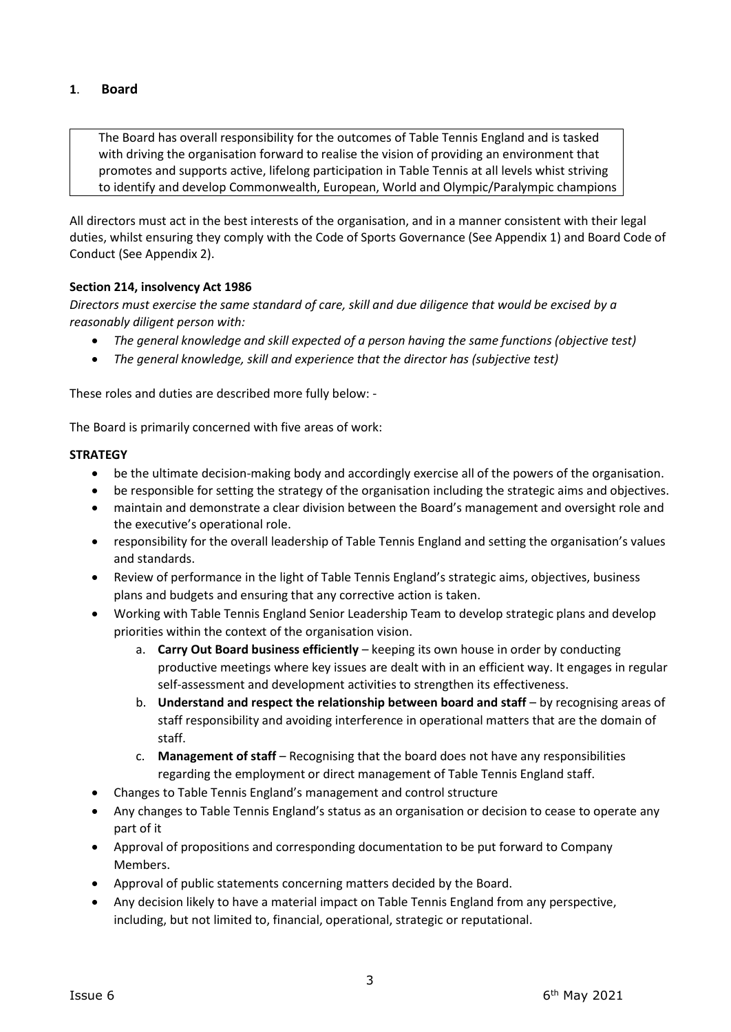## 1. Board

> The Board has overall responsibility for the outcomes of Table Tennis England and is tasked with driving the organisation forward to realise the vision of providing an environment that promotes and supports active, lifelong participation in Table Tennis at all levels whist striving to identify and develop Commonwealth, European, World and Olympic/Paralympic champions

All directors must act in the best interests of the organisation, and in a manner consistent with their legal duties, whilst ensuring they comply with the Code of Sports Governance (See Appendix 1) and Board Code of Conduct (See Appendix 2).

**Section 214, insolvency Act 1986**

*Directors must exercise the same standard of care, skill and due diligence that would be excised by a reasonably diligent person with:*

- *The general knowledge and skill expected of a person having the same functions (objective test)*
- *The general knowledge, skill and experience that the director has (subjective test)*

These roles and duties are described more fully below: -

The Board is primarily concerned with five areas of work:

**STRATEGY**

- be the ultimate decision-making body and accordingly exercise all of the powers of the organisation.
- be responsible for setting the strategy of the organisation including the strategic aims and objectives.
- maintain and demonstrate a clear division between the Board's management and oversight role and the executive's operational role.
- responsibility for the overall leadership of Table Tennis England and setting the organisation's values and standards.
- Review of performance in the light of Table Tennis England's strategic aims, objectives, business plans and budgets and ensuring that any corrective action is taken.
- Working with Table Tennis England Senior Leadership Team to develop strategic plans and develop priorities within the context of the organisation vision.
    a. **Carry Out Board business efficiently** – keeping its own house in order by conducting productive meetings where key issues are dealt with in an efficient way. It engages in regular self-assessment and development activities to strengthen its effectiveness.
    b. **Understand and respect the relationship between board and staff** – by recognising areas of staff responsibility and avoiding interference in operational matters that are the domain of staff.
    c. **Management of staff** – Recognising that the board does not have any responsibilities regarding the employment or direct management of Table Tennis England staff.
- Changes to Table Tennis England's management and control structure
- Any changes to Table Tennis England's status as an organisation or decision to cease to operate any part of it
- Approval of propositions and corresponding documentation to be put forward to Company Members.
- Approval of public statements concerning matters decided by the Board.
- Any decision likely to have a material impact on Table Tennis England from any perspective, including, but not limited to, financial, operational, strategic or reputational.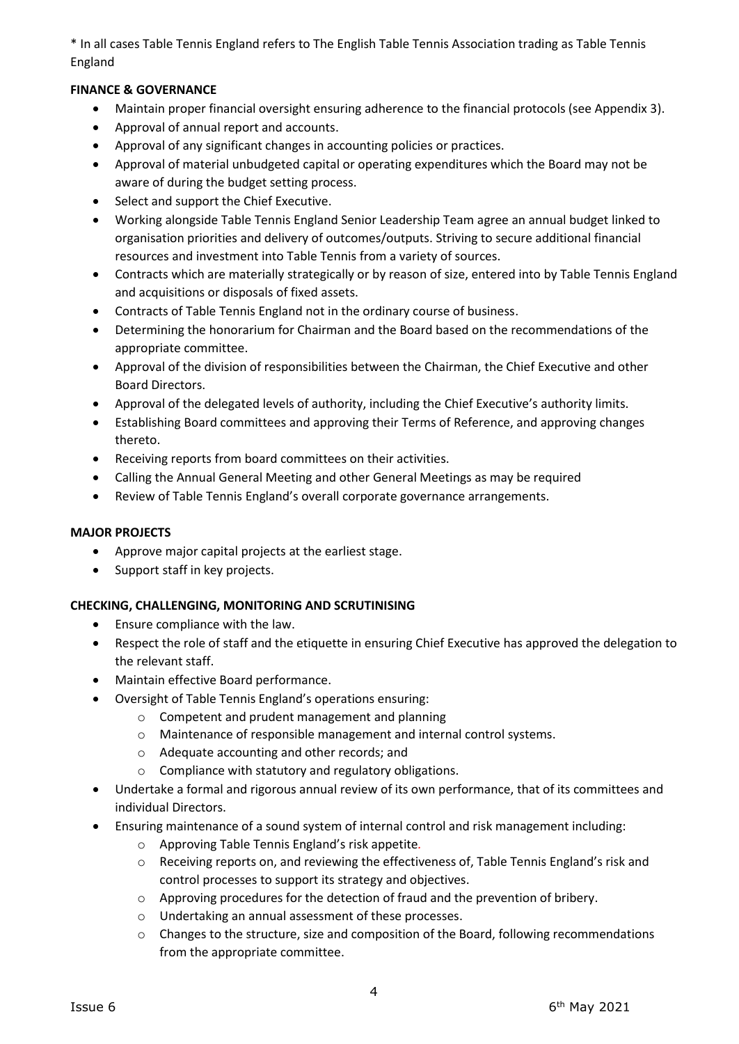* In all cases Table Tennis England refers to The English Table Tennis Association trading as Table Tennis England

**FINANCE & GOVERNANCE**

- Maintain proper financial oversight ensuring adherence to the financial protocols (see Appendix 3).
- Approval of annual report and accounts.
- Approval of any significant changes in accounting policies or practices.
- Approval of material unbudgeted capital or operating expenditures which the Board may not be aware of during the budget setting process.
- Select and support the Chief Executive.
- Working alongside Table Tennis England Senior Leadership Team agree an annual budget linked to organisation priorities and delivery of outcomes/outputs. Striving to secure additional financial resources and investment into Table Tennis from a variety of sources.
- Contracts which are materially strategically or by reason of size, entered into by Table Tennis England and acquisitions or disposals of fixed assets.
- Contracts of Table Tennis England not in the ordinary course of business.
- Determining the honorarium for Chairman and the Board based on the recommendations of the appropriate committee.
- Approval of the division of responsibilities between the Chairman, the Chief Executive and other Board Directors.
- Approval of the delegated levels of authority, including the Chief Executive's authority limits.
- Establishing Board committees and approving their Terms of Reference, and approving changes thereto.
- Receiving reports from board committees on their activities.
- Calling the Annual General Meeting and other General Meetings as may be required
- Review of Table Tennis England's overall corporate governance arrangements.

**MAJOR PROJECTS**

- Approve major capital projects at the earliest stage.
- Support staff in key projects.

**CHECKING, CHALLENGING, MONITORING AND SCRUTINISING**

- Ensure compliance with the law.
- Respect the role of staff and the etiquette in ensuring Chief Executive has approved the delegation to the relevant staff.
- Maintain effective Board performance.
- Oversight of Table Tennis England's operations ensuring:
    - Competent and prudent management and planning
    - Maintenance of responsible management and internal control systems.
    - Adequate accounting and other records; and
    - Compliance with statutory and regulatory obligations.
- Undertake a formal and rigorous annual review of its own performance, that of its committees and individual Directors.
- Ensuring maintenance of a sound system of internal control and risk management including:
    - Approving Table Tennis England's risk appetite.
    - Receiving reports on, and reviewing the effectiveness of, Table Tennis England's risk and control processes to support its strategy and objectives.
    - Approving procedures for the detection of fraud and the prevention of bribery.
    - Undertaking an annual assessment of these processes.
    - Changes to the structure, size and composition of the Board, following recommendations from the appropriate committee.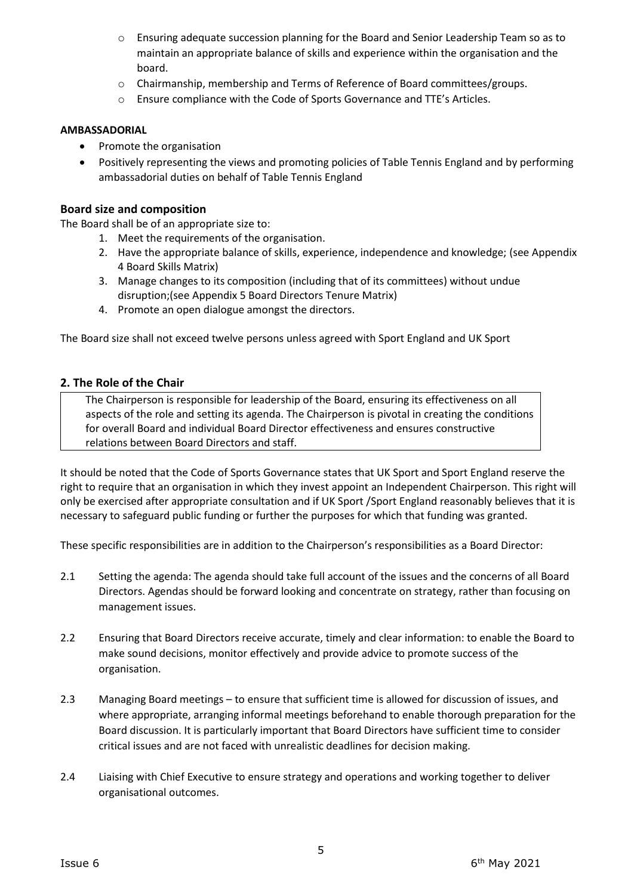- Ensuring adequate succession planning for the Board and Senior Leadership Team so as to maintain an appropriate balance of skills and experience within the organisation and the board.
- Chairmanship, membership and Terms of Reference of Board committees/groups.
- Ensure compliance with the Code of Sports Governance and TTE's Articles.

**AMBASSADORIAL**

- Promote the organisation
- Positively representing the views and promoting policies of Table Tennis England and by performing ambassadorial duties on behalf of Table Tennis England

### Board size and composition

The Board shall be of an appropriate size to:

1. Meet the requirements of the organisation.
2. Have the appropriate balance of skills, experience, independence and knowledge; (see Appendix 4 Board Skills Matrix)
3. Manage changes to its composition (including that of its committees) without undue disruption;(see Appendix 5 Board Directors Tenure Matrix)
4. Promote an open dialogue amongst the directors.

The Board size shall not exceed twelve persons unless agreed with Sport England and UK Sport

## 2. The Role of the Chair

The Chairperson is responsible for leadership of the Board, ensuring its effectiveness on all aspects of the role and setting its agenda. The Chairperson is pivotal in creating the conditions for overall Board and individual Board Director effectiveness and ensures constructive relations between Board Directors and staff.

It should be noted that the Code of Sports Governance states that UK Sport and Sport England reserve the right to require that an organisation in which they invest appoint an Independent Chairperson. This right will only be exercised after appropriate consultation and if UK Sport /Sport England reasonably believes that it is necessary to safeguard public funding or further the purposes for which that funding was granted.

These specific responsibilities are in addition to the Chairperson's responsibilities as a Board Director:

2.1 Setting the agenda: The agenda should take full account of the issues and the concerns of all Board Directors. Agendas should be forward looking and concentrate on strategy, rather than focusing on management issues.

2.2 Ensuring that Board Directors receive accurate, timely and clear information: to enable the Board to make sound decisions, monitor effectively and provide advice to promote success of the organisation.

2.3 Managing Board meetings – to ensure that sufficient time is allowed for discussion of issues, and where appropriate, arranging informal meetings beforehand to enable thorough preparation for the Board discussion. It is particularly important that Board Directors have sufficient time to consider critical issues and are not faced with unrealistic deadlines for decision making.

2.4 Liaising with Chief Executive to ensure strategy and operations and working together to deliver organisational outcomes.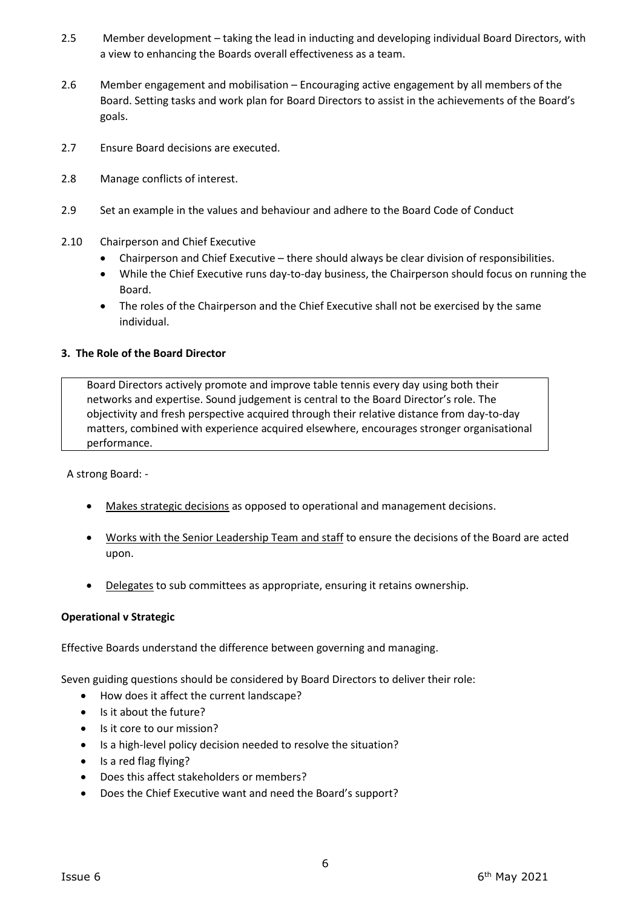2.5 Member development – taking the lead in inducting and developing individual Board Directors, with a view to enhancing the Boards overall effectiveness as a team.

2.6 Member engagement and mobilisation – Encouraging active engagement by all members of the Board. Setting tasks and work plan for Board Directors to assist in the achievements of the Board's goals.

2.7 Ensure Board decisions are executed.

2.8 Manage conflicts of interest.

2.9 Set an example in the values and behaviour and adhere to the Board Code of Conduct

2.10 Chairperson and Chief Executive

- Chairperson and Chief Executive – there should always be clear division of responsibilities.
- While the Chief Executive runs day-to-day business, the Chairperson should focus on running the Board.
- The roles of the Chairperson and the Chief Executive shall not be exercised by the same individual.

**3. The Role of the Board Director**

> Board Directors actively promote and improve table tennis every day using both their networks and expertise. Sound judgement is central to the Board Director's role. The objectivity and fresh perspective acquired through their relative distance from day-to-day matters, combined with experience acquired elsewhere, encourages stronger organisational performance.

A strong Board: -

- Makes strategic decisions as opposed to operational and management decisions.
- Works with the Senior Leadership Team and staff to ensure the decisions of the Board are acted upon.
- Delegates to sub committees as appropriate, ensuring it retains ownership.

**Operational v Strategic**

Effective Boards understand the difference between governing and managing.

Seven guiding questions should be considered by Board Directors to deliver their role:

- How does it affect the current landscape?
- Is it about the future?
- Is it core to our mission?
- Is a high-level policy decision needed to resolve the situation?
- Is a red flag flying?
- Does this affect stakeholders or members?
- Does the Chief Executive want and need the Board's support?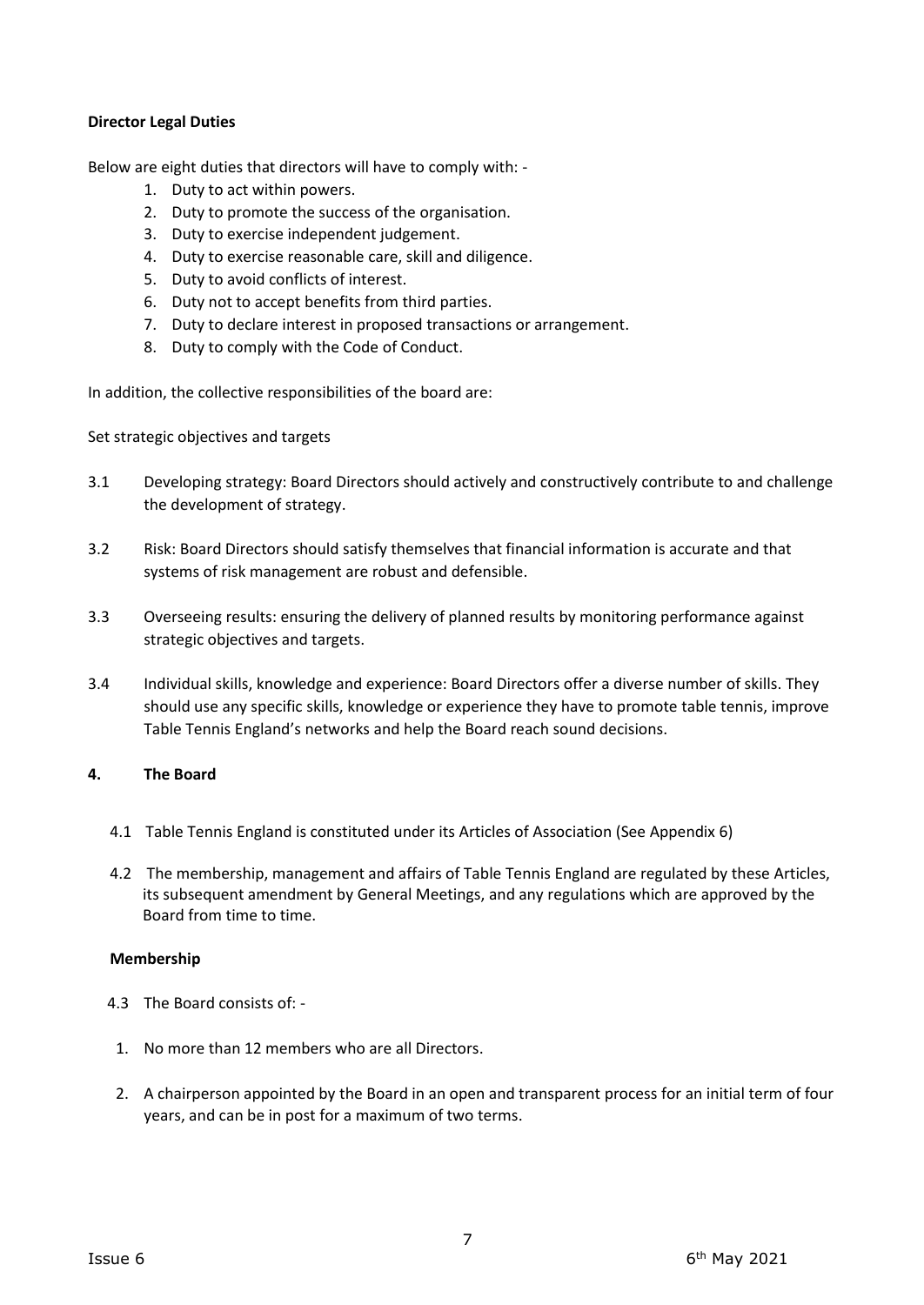**Director Legal Duties**

Below are eight duties that directors will have to comply with: -

1. Duty to act within powers.
2. Duty to promote the success of the organisation.
3. Duty to exercise independent judgement.
4. Duty to exercise reasonable care, skill and diligence.
5. Duty to avoid conflicts of interest.
6. Duty not to accept benefits from third parties.
7. Duty to declare interest in proposed transactions or arrangement.
8. Duty to comply with the Code of Conduct.

In addition, the collective responsibilities of the board are:

Set strategic objectives and targets

3.1 Developing strategy: Board Directors should actively and constructively contribute to and challenge the development of strategy.

3.2 Risk: Board Directors should satisfy themselves that financial information is accurate and that systems of risk management are robust and defensible.

3.3 Overseeing results: ensuring the delivery of planned results by monitoring performance against strategic objectives and targets.

3.4 Individual skills, knowledge and experience: Board Directors offer a diverse number of skills. They should use any specific skills, knowledge or experience they have to promote table tennis, improve Table Tennis England's networks and help the Board reach sound decisions.

## 4. The Board

4.1 Table Tennis England is constituted under its Articles of Association (See Appendix 6)

4.2 The membership, management and affairs of Table Tennis England are regulated by these Articles, its subsequent amendment by General Meetings, and any regulations which are approved by the Board from time to time.

**Membership**

4.3 The Board consists of: -

1. No more than 12 members who are all Directors.
2. A chairperson appointed by the Board in an open and transparent process for an initial term of four years, and can be in post for a maximum of two terms.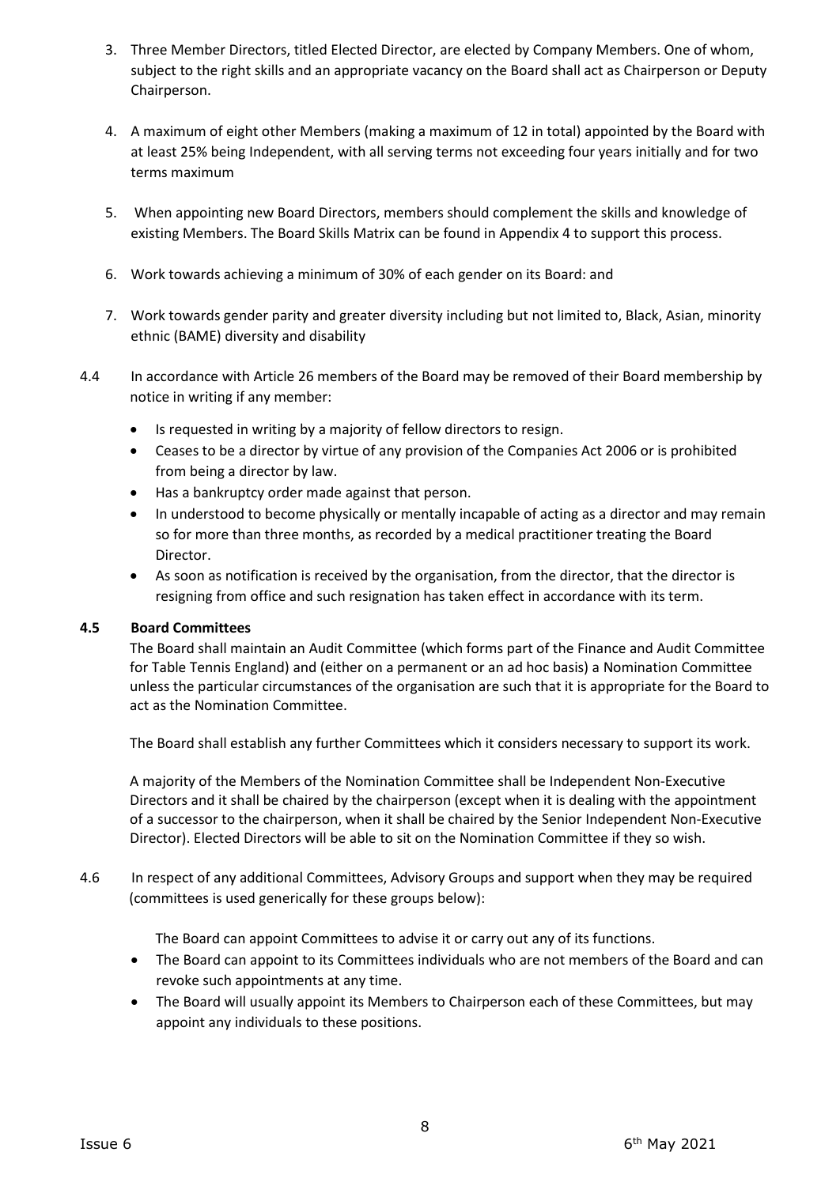3. Three Member Directors, titled Elected Director, are elected by Company Members. One of whom, subject to the right skills and an appropriate vacancy on the Board shall act as Chairperson or Deputy Chairperson.

4. A maximum of eight other Members (making a maximum of 12 in total) appointed by the Board with at least 25% being Independent, with all serving terms not exceeding four years initially and for two terms maximum

5. When appointing new Board Directors, members should complement the skills and knowledge of existing Members. The Board Skills Matrix can be found in Appendix 4 to support this process.

6. Work towards achieving a minimum of 30% of each gender on its Board: and

7. Work towards gender parity and greater diversity including but not limited to, Black, Asian, minority ethnic (BAME) diversity and disability

4.4 In accordance with Article 26 members of the Board may be removed of their Board membership by notice in writing if any member:

- Is requested in writing by a majority of fellow directors to resign.
- Ceases to be a director by virtue of any provision of the Companies Act 2006 or is prohibited from being a director by law.
- Has a bankruptcy order made against that person.
- In understood to become physically or mentally incapable of acting as a director and may remain so for more than three months, as recorded by a medical practitioner treating the Board Director.
- As soon as notification is received by the organisation, from the director, that the director is resigning from office and such resignation has taken effect in accordance with its term.

**4.5 Board Committees**

The Board shall maintain an Audit Committee (which forms part of the Finance and Audit Committee for Table Tennis England) and (either on a permanent or an ad hoc basis) a Nomination Committee unless the particular circumstances of the organisation are such that it is appropriate for the Board to act as the Nomination Committee.

The Board shall establish any further Committees which it considers necessary to support its work.

A majority of the Members of the Nomination Committee shall be Independent Non-Executive Directors and it shall be chaired by the chairperson (except when it is dealing with the appointment of a successor to the chairperson, when it shall be chaired by the Senior Independent Non-Executive Director). Elected Directors will be able to sit on the Nomination Committee if they so wish.

4.6 In respect of any additional Committees, Advisory Groups and support when they may be required (committees is used generically for these groups below):

The Board can appoint Committees to advise it or carry out any of its functions.

- The Board can appoint to its Committees individuals who are not members of the Board and can revoke such appointments at any time.
- The Board will usually appoint its Members to Chairperson each of these Committees, but may appoint any individuals to these positions.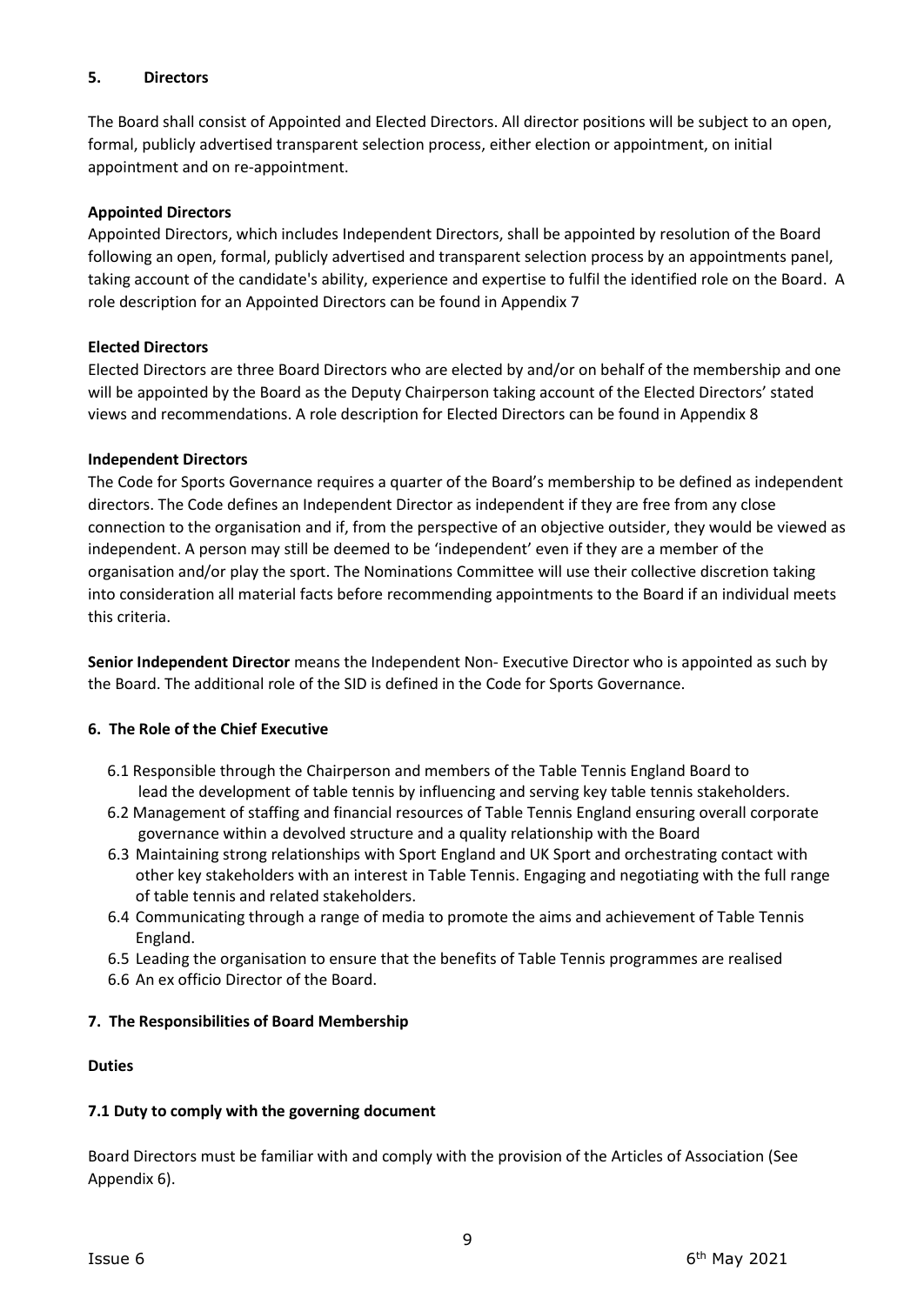## 5. Directors

The Board shall consist of Appointed and Elected Directors. All director positions will be subject to an open, formal, publicly advertised transparent selection process, either election or appointment, on initial appointment and on re-appointment.

**Appointed Directors**

Appointed Directors, which includes Independent Directors, shall be appointed by resolution of the Board following an open, formal, publicly advertised and transparent selection process by an appointments panel, taking account of the candidate's ability, experience and expertise to fulfil the identified role on the Board. A role description for an Appointed Directors can be found in Appendix 7

**Elected Directors**

Elected Directors are three Board Directors who are elected by and/or on behalf of the membership and one will be appointed by the Board as the Deputy Chairperson taking account of the Elected Directors' stated views and recommendations. A role description for Elected Directors can be found in Appendix 8

**Independent Directors**

The Code for Sports Governance requires a quarter of the Board's membership to be defined as independent directors. The Code defines an Independent Director as independent if they are free from any close connection to the organisation and if, from the perspective of an objective outsider, they would be viewed as independent. A person may still be deemed to be 'independent' even if they are a member of the organisation and/or play the sport. The Nominations Committee will use their collective discretion taking into consideration all material facts before recommending appointments to the Board if an individual meets this criteria.

**Senior Independent Director** means the Independent Non- Executive Director who is appointed as such by the Board. The additional role of the SID is defined in the Code for Sports Governance.

## 6. The Role of the Chief Executive

6.1 Responsible through the Chairperson and members of the Table Tennis England Board to lead the development of table tennis by influencing and serving key table tennis stakeholders.

6.2 Management of staffing and financial resources of Table Tennis England ensuring overall corporate governance within a devolved structure and a quality relationship with the Board

6.3 Maintaining strong relationships with Sport England and UK Sport and orchestrating contact with other key stakeholders with an interest in Table Tennis. Engaging and negotiating with the full range of table tennis and related stakeholders.

6.4 Communicating through a range of media to promote the aims and achievement of Table Tennis England.

6.5 Leading the organisation to ensure that the benefits of Table Tennis programmes are realised

6.6 An ex officio Director of the Board.

## 7. The Responsibilities of Board Membership

**Duties**

### 7.1 Duty to comply with the governing document

Board Directors must be familiar with and comply with the provision of the Articles of Association (See Appendix 6).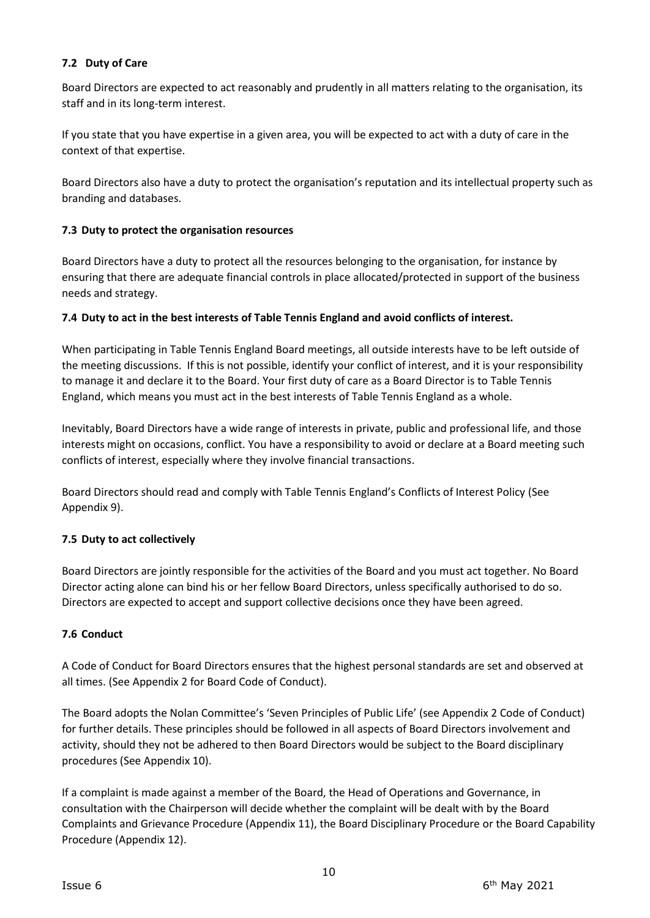### 7.2 Duty of Care

Board Directors are expected to act reasonably and prudently in all matters relating to the organisation, its staff and in its long-term interest.

If you state that you have expertise in a given area, you will be expected to act with a duty of care in the context of that expertise.

Board Directors also have a duty to protect the organisation's reputation and its intellectual property such as branding and databases.

### 7.3 Duty to protect the organisation resources

Board Directors have a duty to protect all the resources belonging to the organisation, for instance by ensuring that there are adequate financial controls in place allocated/protected in support of the business needs and strategy.

### 7.4 Duty to act in the best interests of Table Tennis England and avoid conflicts of interest.

When participating in Table Tennis England Board meetings, all outside interests have to be left outside of the meeting discussions. If this is not possible, identify your conflict of interest, and it is your responsibility to manage it and declare it to the Board. Your first duty of care as a Board Director is to Table Tennis England, which means you must act in the best interests of Table Tennis England as a whole.

Inevitably, Board Directors have a wide range of interests in private, public and professional life, and those interests might on occasions, conflict. You have a responsibility to avoid or declare at a Board meeting such conflicts of interest, especially where they involve financial transactions.

Board Directors should read and comply with Table Tennis England's Conflicts of Interest Policy (See Appendix 9).

### 7.5 Duty to act collectively

Board Directors are jointly responsible for the activities of the Board and you must act together. No Board Director acting alone can bind his or her fellow Board Directors, unless specifically authorised to do so. Directors are expected to accept and support collective decisions once they have been agreed.

### 7.6 Conduct

A Code of Conduct for Board Directors ensures that the highest personal standards are set and observed at all times. (See Appendix 2 for Board Code of Conduct).

The Board adopts the Nolan Committee's 'Seven Principles of Public Life' (see Appendix 2 Code of Conduct) for further details. These principles should be followed in all aspects of Board Directors involvement and activity, should they not be adhered to then Board Directors would be subject to the Board disciplinary procedures (See Appendix 10).

If a complaint is made against a member of the Board, the Head of Operations and Governance, in consultation with the Chairperson will decide whether the complaint will be dealt with by the Board Complaints and Grievance Procedure (Appendix 11), the Board Disciplinary Procedure or the Board Capability Procedure (Appendix 12).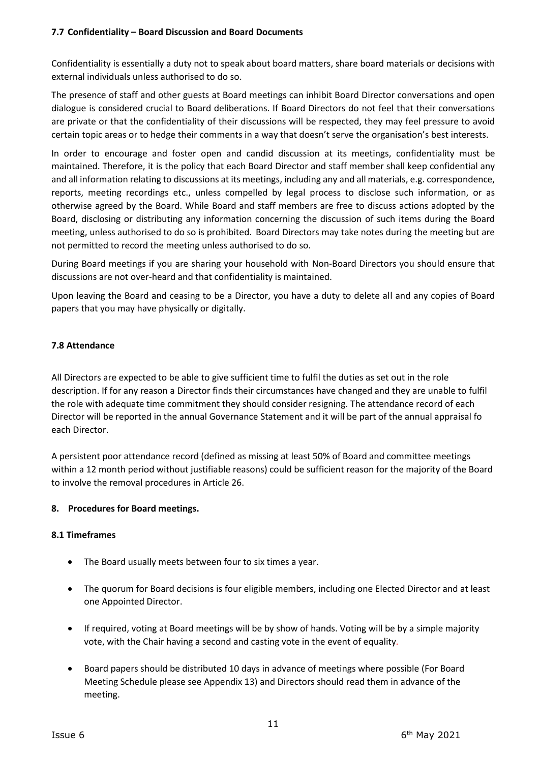### 7.7 Confidentiality – Board Discussion and Board Documents

Confidentiality is essentially a duty not to speak about board matters, share board materials or decisions with external individuals unless authorised to do so.

The presence of staff and other guests at Board meetings can inhibit Board Director conversations and open dialogue is considered crucial to Board deliberations. If Board Directors do not feel that their conversations are private or that the confidentiality of their discussions will be respected, they may feel pressure to avoid certain topic areas or to hedge their comments in a way that doesn't serve the organisation's best interests.

In order to encourage and foster open and candid discussion at its meetings, confidentiality must be maintained. Therefore, it is the policy that each Board Director and staff member shall keep confidential any and all information relating to discussions at its meetings, including any and all materials, e.g. correspondence, reports, meeting recordings etc., unless compelled by legal process to disclose such information, or as otherwise agreed by the Board. While Board and staff members are free to discuss actions adopted by the Board, disclosing or distributing any information concerning the discussion of such items during the Board meeting, unless authorised to do so is prohibited. Board Directors may take notes during the meeting but are not permitted to record the meeting unless authorised to do so.

During Board meetings if you are sharing your household with Non-Board Directors you should ensure that discussions are not over-heard and that confidentiality is maintained.

Upon leaving the Board and ceasing to be a Director, you have a duty to delete all and any copies of Board papers that you may have physically or digitally.

### 7.8 Attendance

All Directors are expected to be able to give sufficient time to fulfil the duties as set out in the role description. If for any reason a Director finds their circumstances have changed and they are unable to fulfil the role with adequate time commitment they should consider resigning. The attendance record of each Director will be reported in the annual Governance Statement and it will be part of the annual appraisal fo each Director.

A persistent poor attendance record (defined as missing at least 50% of Board and committee meetings within a 12 month period without justifiable reasons) could be sufficient reason for the majority of the Board to involve the removal procedures in Article 26.

## 8. Procedures for Board meetings.

### 8.1 Timeframes

- The Board usually meets between four to six times a year.
- The quorum for Board decisions is four eligible members, including one Elected Director and at least one Appointed Director.
- If required, voting at Board meetings will be by show of hands. Voting will be by a simple majority vote, with the Chair having a second and casting vote in the event of equality.
- Board papers should be distributed 10 days in advance of meetings where possible (For Board Meeting Schedule please see Appendix 13) and Directors should read them in advance of the meeting.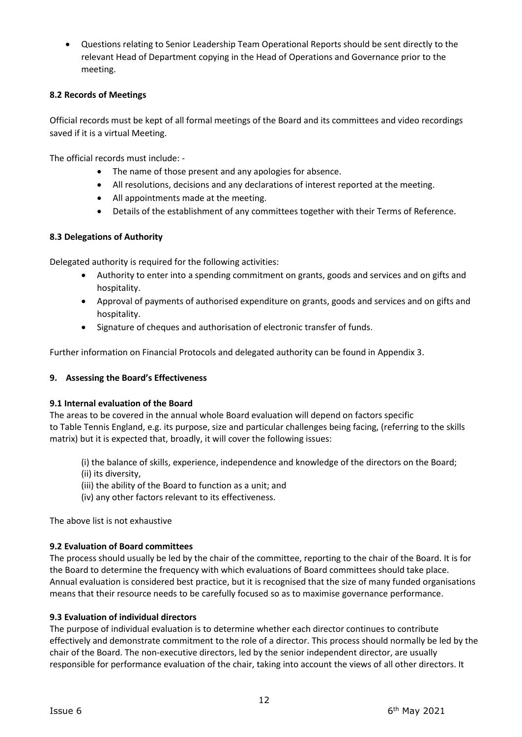- Questions relating to Senior Leadership Team Operational Reports should be sent directly to the relevant Head of Department copying in the Head of Operations and Governance prior to the meeting.

### 8.2 Records of Meetings

Official records must be kept of all formal meetings of the Board and its committees and video recordings saved if it is a virtual Meeting.

The official records must include: -

- The name of those present and any apologies for absence.
- All resolutions, decisions and any declarations of interest reported at the meeting.
- All appointments made at the meeting.
- Details of the establishment of any committees together with their Terms of Reference.

### 8.3 Delegations of Authority

Delegated authority is required for the following activities:

- Authority to enter into a spending commitment on grants, goods and services and on gifts and hospitality.
- Approval of payments of authorised expenditure on grants, goods and services and on gifts and hospitality.
- Signature of cheques and authorisation of electronic transfer of funds.

Further information on Financial Protocols and delegated authority can be found in Appendix 3.

## 9. Assessing the Board's Effectiveness

### 9.1 Internal evaluation of the Board

The areas to be covered in the annual whole Board evaluation will depend on factors specific to Table Tennis England, e.g. its purpose, size and particular challenges being facing, (referring to the skills matrix) but it is expected that, broadly, it will cover the following issues:

(i) the balance of skills, experience, independence and knowledge of the directors on the Board;
(ii) its diversity,
(iii) the ability of the Board to function as a unit; and
(iv) any other factors relevant to its effectiveness.

The above list is not exhaustive

### 9.2 Evaluation of Board committees

The process should usually be led by the chair of the committee, reporting to the chair of the Board. It is for the Board to determine the frequency with which evaluations of Board committees should take place. Annual evaluation is considered best practice, but it is recognised that the size of many funded organisations means that their resource needs to be carefully focused so as to maximise governance performance.

### 9.3 Evaluation of individual directors

The purpose of individual evaluation is to determine whether each director continues to contribute effectively and demonstrate commitment to the role of a director. This process should normally be led by the chair of the Board. The non-executive directors, led by the senior independent director, are usually responsible for performance evaluation of the chair, taking into account the views of all other directors. It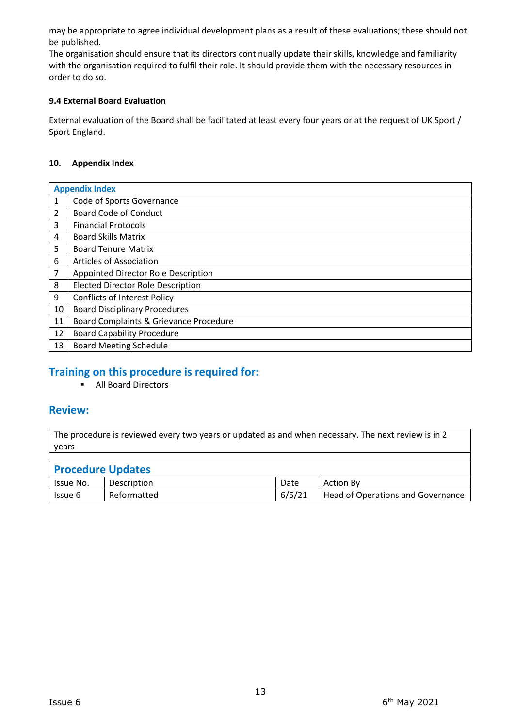may be appropriate to agree individual development plans as a result of these evaluations; these should not be published.

The organisation should ensure that its directors continually update their skills, knowledge and familiarity with the organisation required to fulfil their role. It should provide them with the necessary resources in order to do so.

#### 9.4 External Board Evaluation

External evaluation of the Board shall be facilitated at least every four years or at the request of UK Sport / Sport England.

### 10. Appendix Index

| Appendix Index | |
|---|---|
| 1 | Code of Sports Governance |
| 2 | Board Code of Conduct |
| 3 | Financial Protocols |
| 4 | Board Skills Matrix |
| 5 | Board Tenure Matrix |
| 6 | Articles of Association |
| 7 | Appointed Director Role Description |
| 8 | Elected Director Role Description |
| 9 | Conflicts of Interest Policy |
| 10 | Board Disciplinary Procedures |
| 11 | Board Complaints & Grievance Procedure |
| 12 | Board Capability Procedure |
| 13 | Board Meeting Schedule |

## Training on this procedure is required for:

- All Board Directors

## Review:

The procedure is reviewed every two years or updated as and when necessary. The next review is in 2 years

**Procedure Updates**

| Issue No. | Description | Date | Action By |
|---|---|---|---|
| Issue 6 | Reformatted | 6/5/21 | Head of Operations and Governance |